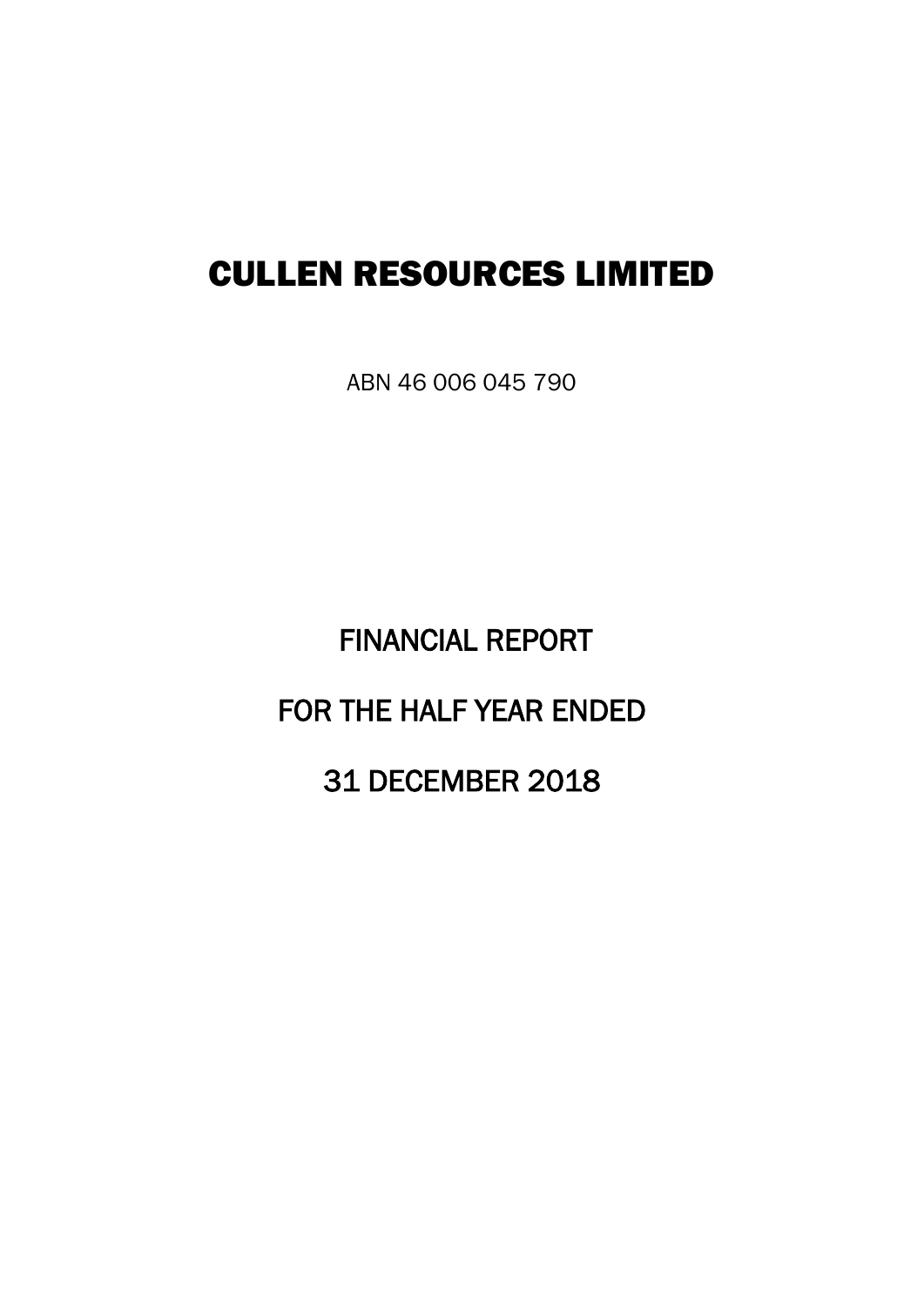# CULLEN RESOURCES LIMITED

ABN 46 006 045 790

## FINANCIAL REPORT

## FOR THE HALF YEAR ENDED

## 31 DECEMBER 2018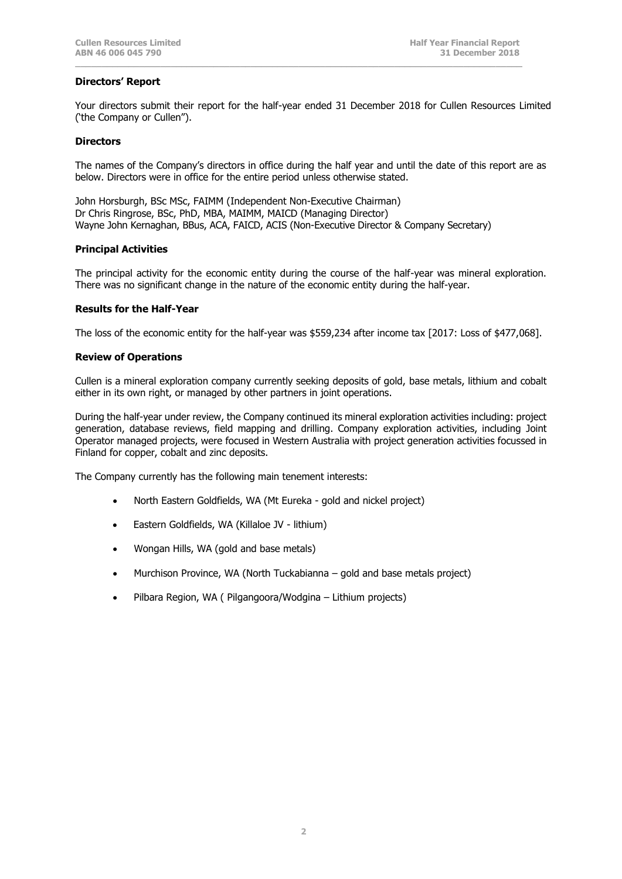## Directors' Report

Your directors submit their report for the half-year ended 31 December 2018 for Cullen Resources Limited ('the Company or Cullen").

### Directors

The names of the Company's directors in office during the half year and until the date of this report are as below. Directors were in office for the entire period unless otherwise stated.

John Horsburgh, BSc MSc, FAIMM (Independent Non-Executive Chairman)
Dr Chris Ringrose, BSc, PhD, MBA, MAIMM, MAICD (Managing Director)
Wayne John Kernaghan, BBus, ACA, FAICD, ACIS (Non-Executive Director & Company Secretary)

### Principal Activities

The principal activity for the economic entity during the course of the half-year was mineral exploration. There was no significant change in the nature of the economic entity during the half-year.

### Results for the Half-Year

The loss of the economic entity for the half-year was $559,234 after income tax [2017: Loss of $477,068].

### Review of Operations

Cullen is a mineral exploration company currently seeking deposits of gold, base metals, lithium and cobalt either in its own right, or managed by other partners in joint operations.

During the half-year under review, the Company continued its mineral exploration activities including: project generation, database reviews, field mapping and drilling. Company exploration activities, including Joint Operator managed projects, were focused in Western Australia with project generation activities focussed in Finland for copper, cobalt and zinc deposits.

The Company currently has the following main tenement interests:

- North Eastern Goldfields, WA (Mt Eureka - gold and nickel project)
- Eastern Goldfields, WA (Killaloe JV - lithium)
- Wongan Hills, WA (gold and base metals)
- Murchison Province, WA (North Tuckabianna – gold and base metals project)
- Pilbara Region, WA ( Pilgangoora/Wodgina – Lithium projects)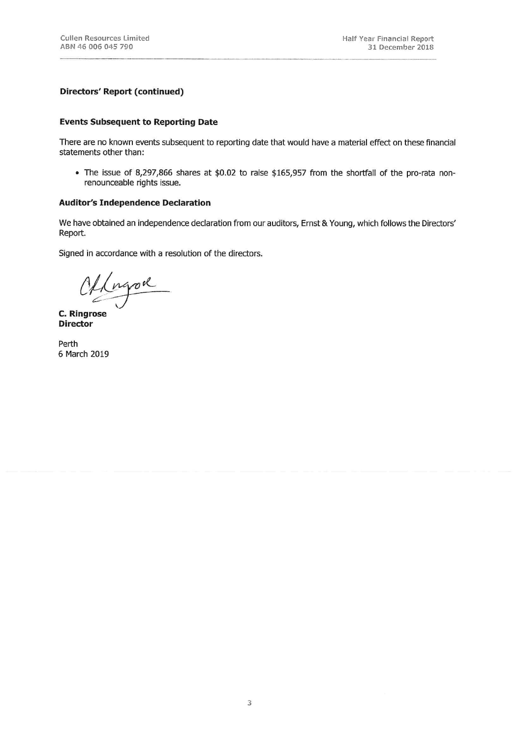**Directors' Report (continued)**

**Events Subsequent to Reporting Date**

There are no known events subsequent to reporting date that would have a material effect on these financial statements other than:

- The issue of 8,297,866 shares at $0.02 to raise $165,957 from the shortfall of the pro-rata non-renounceable rights issue.

**Auditor's Independence Declaration**

We have obtained an independence declaration from our auditors, Ernst & Young, which follows the Directors' Report.

Signed in accordance with a resolution of the directors.

**C. Ringrose**
**Director**

Perth
6 March 2019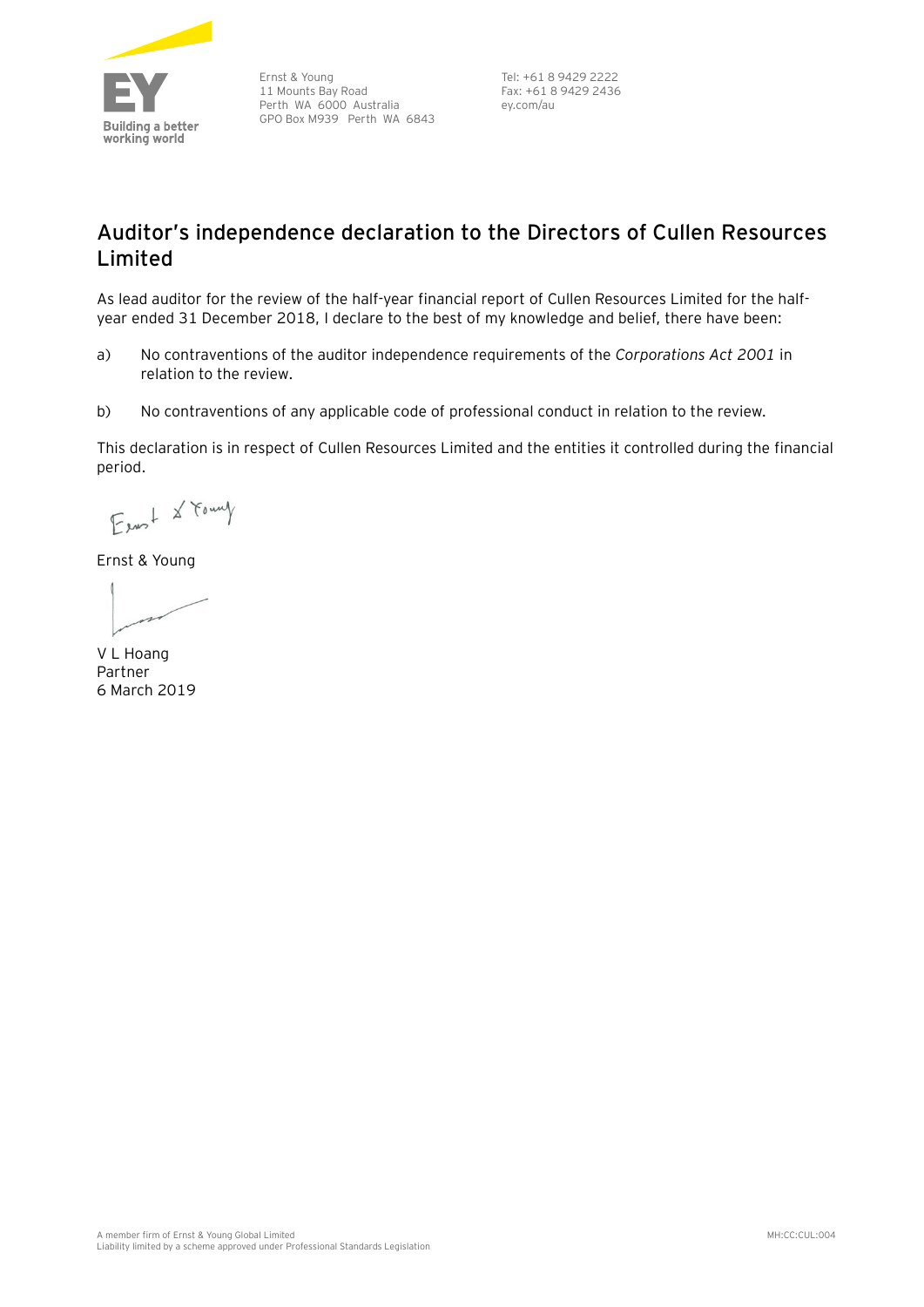Ernst & Young
11 Mounts Bay Road
Perth WA 6000 Australia
GPO Box M939 Perth WA 6843

Tel: +61 8 9429 2222
Fax: +61 8 9429 2436
ey.com/au

## Auditor's independence declaration to the Directors of Cullen Resources Limited

As lead auditor for the review of the half-year financial report of Cullen Resources Limited for the half-year ended 31 December 2018, I declare to the best of my knowledge and belief, there have been:

a) No contraventions of the auditor independence requirements of the *Corporations Act 2001* in relation to the review.

b) No contraventions of any applicable code of professional conduct in relation to the review.

This declaration is in respect of Cullen Resources Limited and the entities it controlled during the financial period.

Ernst & Young

V L Hoang
Partner
6 March 2019

A member firm of Ernst & Young Global Limited
Liability limited by a scheme approved under Professional Standards Legislation

MH:CC:CUL:004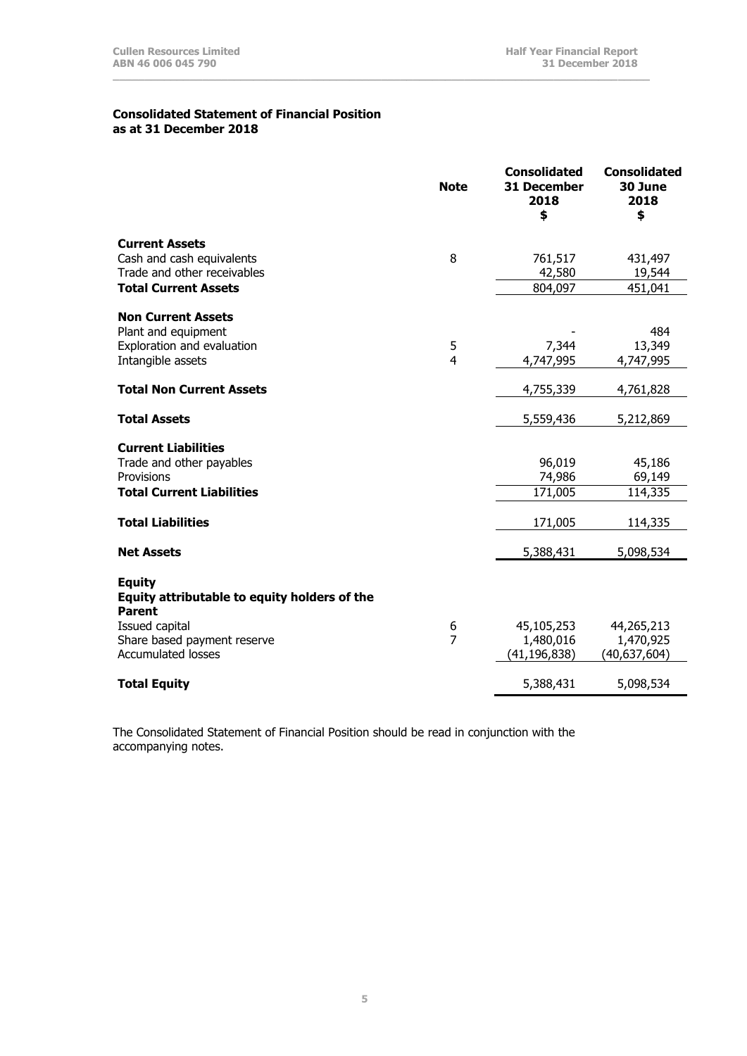**Consolidated Statement of Financial Position**
**as at 31 December 2018**

| | Note | Consolidated 31 December 2018 $ | Consolidated 30 June 2018 $ |
|---|---|---|---|
| **Current Assets** | | | |
| Cash and cash equivalents | 8 | 761,517 | 431,497 |
| Trade and other receivables | | 42,580 | 19,544 |
| **Total Current Assets** | | 804,097 | 451,041 |
| | | | |
| **Non Current Assets** | | | |
| Plant and equipment | | - | 484 |
| Exploration and evaluation | 5 | 7,344 | 13,349 |
| Intangible assets | 4 | 4,747,995 | 4,747,995 |
| | | | |
| **Total Non Current Assets** | | 4,755,339 | 4,761,828 |
| | | | |
| **Total Assets** | | 5,559,436 | 5,212,869 |
| | | | |
| **Current Liabilities** | | | |
| Trade and other payables | | 96,019 | 45,186 |
| Provisions | | 74,986 | 69,149 |
| **Total Current Liabilities** | | 171,005 | 114,335 |
| | | | |
| **Total Liabilities** | | 171,005 | 114,335 |
| | | | |
| **Net Assets** | | 5,388,431 | 5,098,534 |
| | | | |
| **Equity** | | | |
| **Equity attributable to equity holders of the Parent** | | | |
| Issued capital | 6 | 45,105,253 | 44,265,213 |
| Share based payment reserve | 7 | 1,480,016 | 1,470,925 |
| Accumulated losses | | (41,196,838) | (40,637,604) |
| | | | |
| **Total Equity** | | 5,388,431 | 5,098,534 |

The Consolidated Statement of Financial Position should be read in conjunction with the accompanying notes.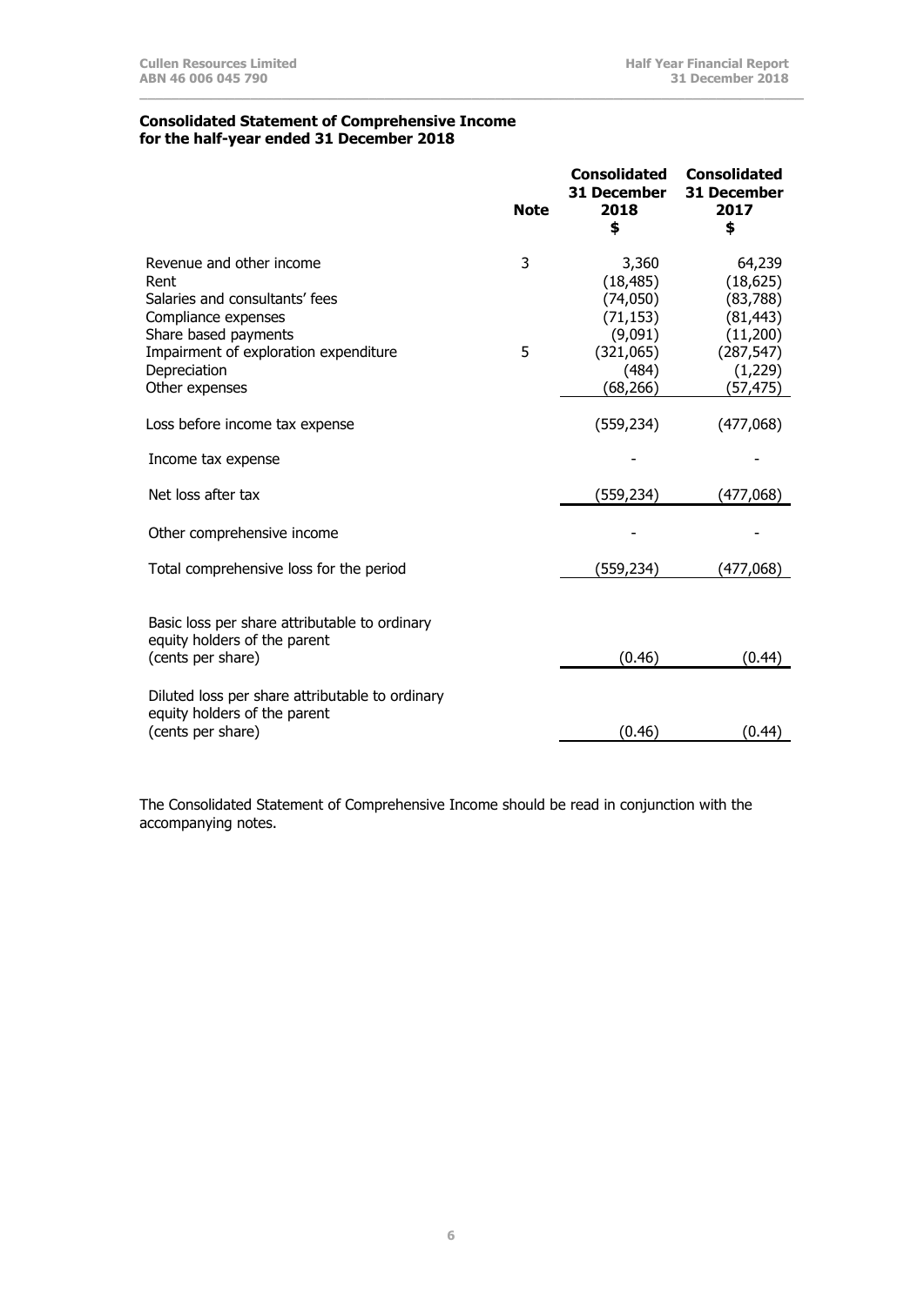**Consolidated Statement of Comprehensive Income**
**for the half-year ended 31 December 2018**

| | Note | Consolidated 31 December 2018 $ | Consolidated 31 December 2017 $ |
|---|---|---|---|
| Revenue and other income | 3 | 3,360 | 64,239 |
| Rent | | (18,485) | (18,625) |
| Salaries and consultants' fees | | (74,050) | (83,788) |
| Compliance expenses | | (71,153) | (81,443) |
| Share based payments | | (9,091) | (11,200) |
| Impairment of exploration expenditure | 5 | (321,065) | (287,547) |
| Depreciation | | (484) | (1,229) |
| Other expenses | | (68,266) | (57,475) |
| Loss before income tax expense | | (559,234) | (477,068) |
| Income tax expense | | - | - |
| Net loss after tax | | (559,234) | (477,068) |
| Other comprehensive income | | - | - |
| Total comprehensive loss for the period | | (559,234) | (477,068) |
| Basic loss per share attributable to ordinary equity holders of the parent (cents per share) | | (0.46) | (0.44) |
| Diluted loss per share attributable to ordinary equity holders of the parent (cents per share) | | (0.46) | (0.44) |

The Consolidated Statement of Comprehensive Income should be read in conjunction with the accompanying notes.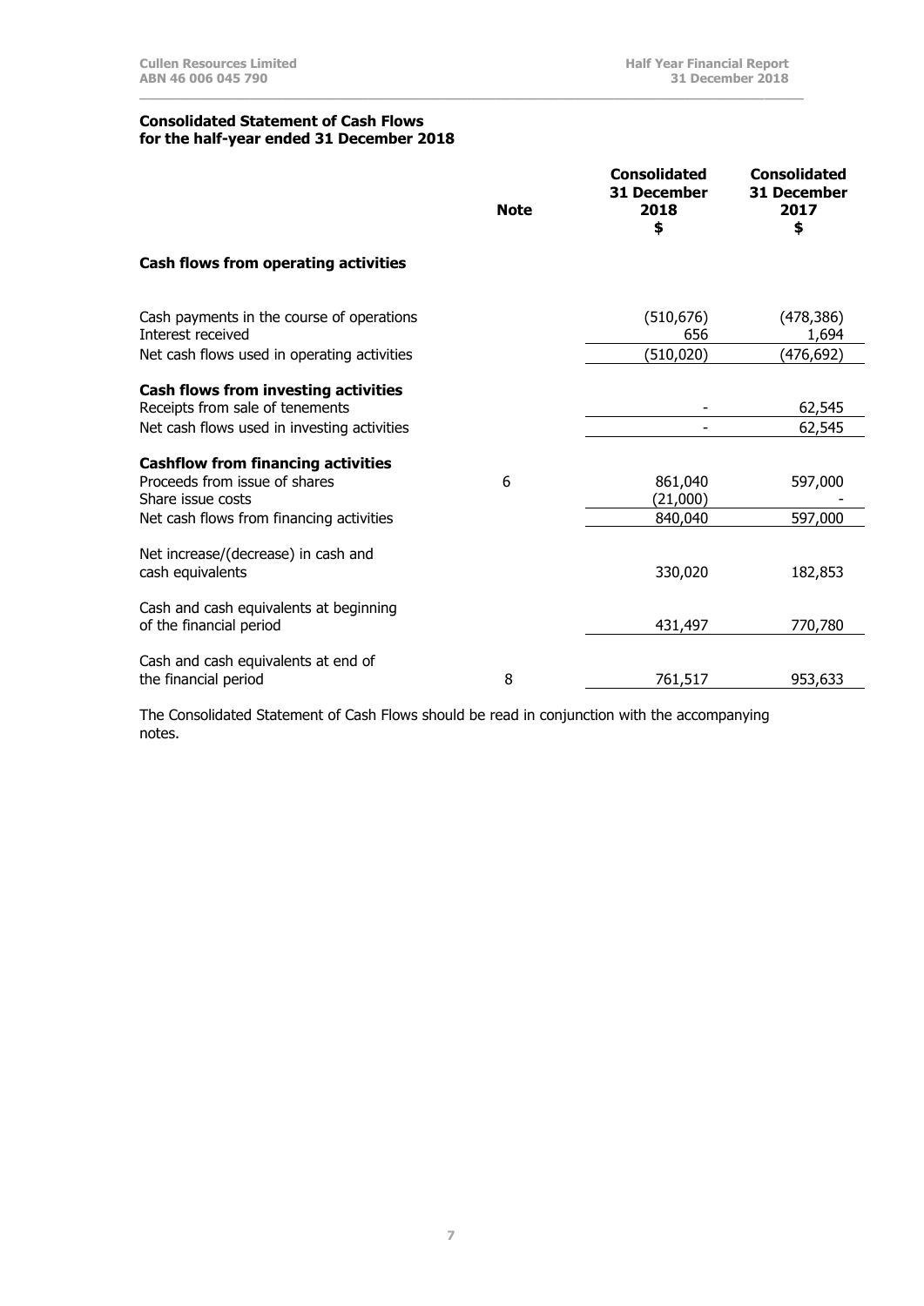## Consolidated Statement of Cash Flows for the half-year ended 31 December 2018

| | Note | Consolidated 31 December 2018 $ | Consolidated 31 December 2017 $ |
|---|---|---|---|
| **Cash flows from operating activities** | | | |
| Cash payments in the course of operations | | (510,676) | (478,386) |
| Interest received | | 656 | 1,694 |
| Net cash flows used in operating activities | | (510,020) | (476,692) |
| **Cash flows from investing activities** | | | |
| Receipts from sale of tenements | | - | 62,545 |
| Net cash flows used in investing activities | | - | 62,545 |
| **Cashflow from financing activities** | | | |
| Proceeds from issue of shares | 6 | 861,040 | 597,000 |
| Share issue costs | | (21,000) | - |
| Net cash flows from financing activities | | 840,040 | 597,000 |
| Net increase/(decrease) in cash and cash equivalents | | 330,020 | 182,853 |
| Cash and cash equivalents at beginning of the financial period | | 431,497 | 770,780 |
| Cash and cash equivalents at end of the financial period | 8 | 761,517 | 953,633 |

The Consolidated Statement of Cash Flows should be read in conjunction with the accompanying notes.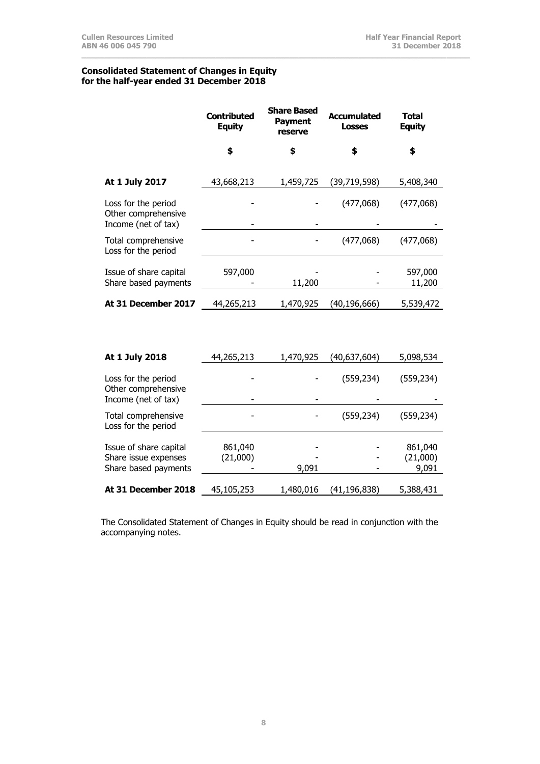**Consolidated Statement of Changes in Equity**
**for the half-year ended 31 December 2018**

| | Contributed Equity | Share Based Payment reserve | Accumulated Losses | Total Equity |
|---|---|---|---|---|
| | $ | $ | $ | $ |
| **At 1 July 2017** | 43,668,213 | 1,459,725 | (39,719,598) | 5,408,340 |
| Loss for the period | - | - | (477,068) | (477,068) |
| Other comprehensive Income (net of tax) | - | - | - | - |
| Total comprehensive Loss for the period | - | - | (477,068) | (477,068) |
| Issue of share capital | 597,000 | - | - | 597,000 |
| Share based payments | - | 11,200 | - | 11,200 |
| **At 31 December 2017** | 44,265,213 | 1,470,925 | (40,196,666) | 5,539,472 |
| | | | | |
| **At 1 July 2018** | 44,265,213 | 1,470,925 | (40,637,604) | 5,098,534 |
| Loss for the period | - | - | (559,234) | (559,234) |
| Other comprehensive Income (net of tax) | - | - | - | - |
| Total comprehensive Loss for the period | - | - | (559,234) | (559,234) |
| Issue of share capital | 861,040 | - | - | 861,040 |
| Share issue expenses | (21,000) | - | - | (21,000) |
| Share based payments | - | 9,091 | - | 9,091 |
| **At 31 December 2018** | 45,105,253 | 1,480,016 | (41,196,838) | 5,388,431 |

The Consolidated Statement of Changes in Equity should be read in conjunction with the accompanying notes.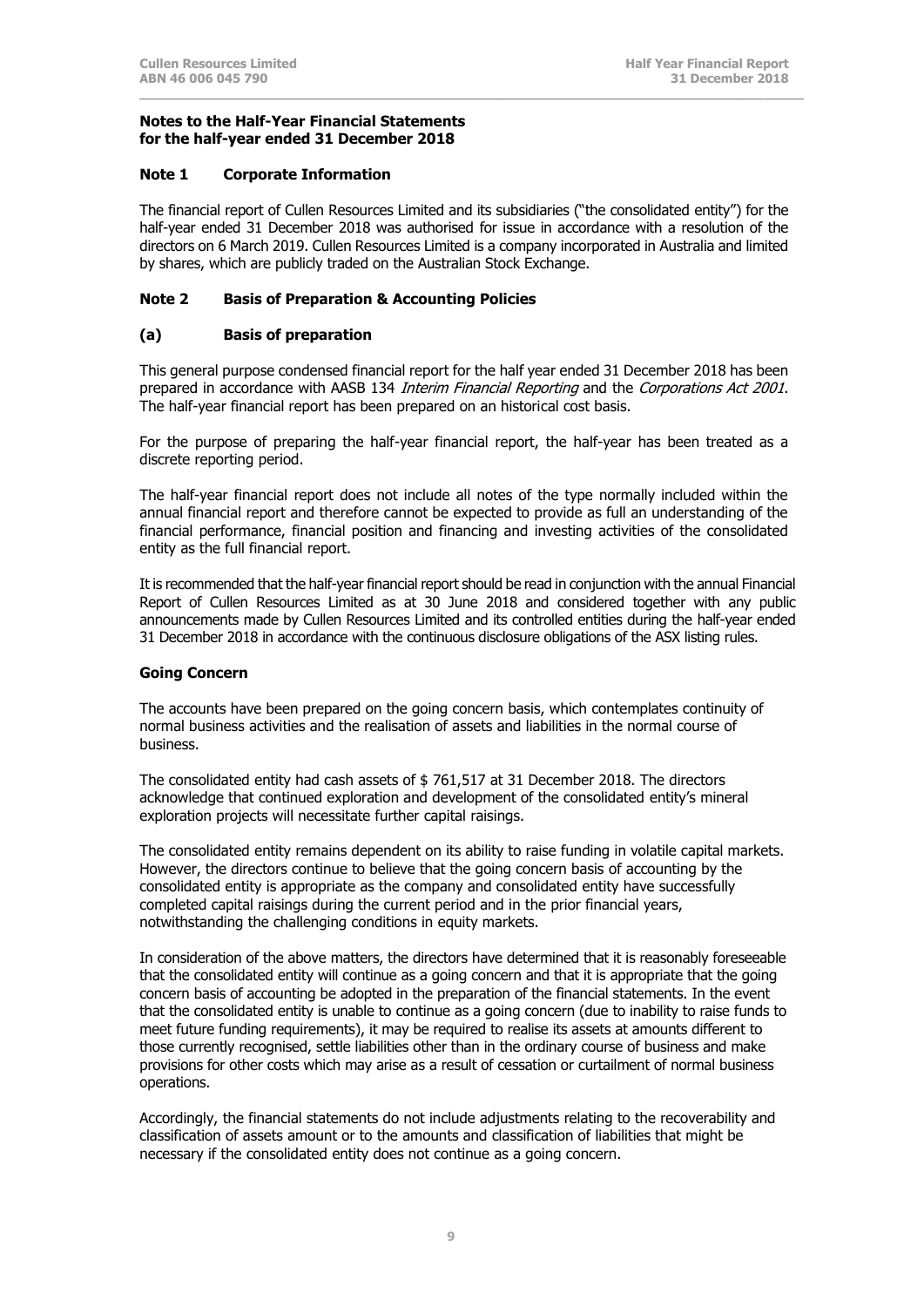## Notes to the Half-Year Financial Statements for the half-year ended 31 December 2018

### Note 1 Corporate Information

The financial report of Cullen Resources Limited and its subsidiaries ("the consolidated entity") for the half-year ended 31 December 2018 was authorised for issue in accordance with a resolution of the directors on 6 March 2019. Cullen Resources Limited is a company incorporated in Australia and limited by shares, which are publicly traded on the Australian Stock Exchange.

### Note 2 Basis of Preparation & Accounting Policies

### (a) Basis of preparation

This general purpose condensed financial report for the half year ended 31 December 2018 has been prepared in accordance with AASB 134 *Interim Financial Reporting* and the *Corporations Act 2001*. The half-year financial report has been prepared on an historical cost basis.

For the purpose of preparing the half-year financial report, the half-year has been treated as a discrete reporting period.

The half-year financial report does not include all notes of the type normally included within the annual financial report and therefore cannot be expected to provide as full an understanding of the financial performance, financial position and financing and investing activities of the consolidated entity as the full financial report.

It is recommended that the half-year financial report should be read in conjunction with the annual Financial Report of Cullen Resources Limited as at 30 June 2018 and considered together with any public announcements made by Cullen Resources Limited and its controlled entities during the half-year ended 31 December 2018 in accordance with the continuous disclosure obligations of the ASX listing rules.

**Going Concern**

The accounts have been prepared on the going concern basis, which contemplates continuity of normal business activities and the realisation of assets and liabilities in the normal course of business.

The consolidated entity had cash assets of $ 761,517 at 31 December 2018. The directors acknowledge that continued exploration and development of the consolidated entity's mineral exploration projects will necessitate further capital raisings.

The consolidated entity remains dependent on its ability to raise funding in volatile capital markets. However, the directors continue to believe that the going concern basis of accounting by the consolidated entity is appropriate as the company and consolidated entity have successfully completed capital raisings during the current period and in the prior financial years, notwithstanding the challenging conditions in equity markets.

In consideration of the above matters, the directors have determined that it is reasonably foreseeable that the consolidated entity will continue as a going concern and that it is appropriate that the going concern basis of accounting be adopted in the preparation of the financial statements. In the event that the consolidated entity is unable to continue as a going concern (due to inability to raise funds to meet future funding requirements), it may be required to realise its assets at amounts different to those currently recognised, settle liabilities other than in the ordinary course of business and make provisions for other costs which may arise as a result of cessation or curtailment of normal business operations.

Accordingly, the financial statements do not include adjustments relating to the recoverability and classification of assets amount or to the amounts and classification of liabilities that might be necessary if the consolidated entity does not continue as a going concern.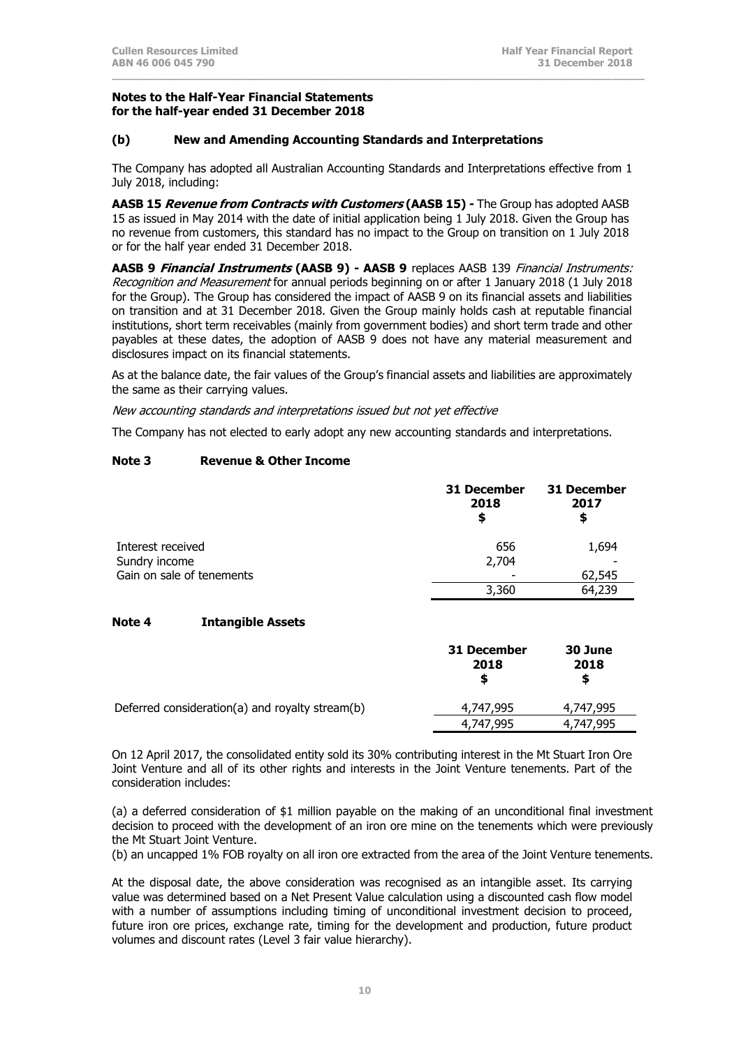**Notes to the Half-Year Financial Statements**
**for the half-year ended 31 December 2018**

### (b) New and Amending Accounting Standards and Interpretations

The Company has adopted all Australian Accounting Standards and Interpretations effective from 1 July 2018, including:

**AASB 15 *Revenue from Contracts with Customers* (AASB 15) -** The Group has adopted AASB 15 as issued in May 2014 with the date of initial application being 1 July 2018. Given the Group has no revenue from customers, this standard has no impact to the Group on transition on 1 July 2018 or for the half year ended 31 December 2018.

**AASB 9 *Financial Instruments* (AASB 9) - AASB 9** replaces AASB 139 *Financial Instruments: Recognition and Measurement* for annual periods beginning on or after 1 January 2018 (1 July 2018 for the Group). The Group has considered the impact of AASB 9 on its financial assets and liabilities on transition and at 31 December 2018. Given the Group mainly holds cash at reputable financial institutions, short term receivables (mainly from government bodies) and short term trade and other payables at these dates, the adoption of AASB 9 does not have any material measurement and disclosures impact on its financial statements.

As at the balance date, the fair values of the Group's financial assets and liabilities are approximately the same as their carrying values.

*New accounting standards and interpretations issued but not yet effective*

The Company has not elected to early adopt any new accounting standards and interpretations.

### Note 3 Revenue & Other Income

| | 31 December 2018 $ | 31 December 2017 $ |
|---|---|---|
| Interest received | 656 | 1,694 |
| Sundry income | 2,704 | - |
| Gain on sale of tenements | - | 62,545 |
| | 3,360 | 64,239 |

### Note 4 Intangible Assets

| | 31 December 2018 $ | 30 June 2018 $ |
|---|---|---|
| Deferred consideration(a) and royalty stream(b) | 4,747,995 | 4,747,995 |
| | 4,747,995 | 4,747,995 |

On 12 April 2017, the consolidated entity sold its 30% contributing interest in the Mt Stuart Iron Ore Joint Venture and all of its other rights and interests in the Joint Venture tenements. Part of the consideration includes:

(a) a deferred consideration of $1 million payable on the making of an unconditional final investment decision to proceed with the development of an iron ore mine on the tenements which were previously the Mt Stuart Joint Venture.
(b) an uncapped 1% FOB royalty on all iron ore extracted from the area of the Joint Venture tenements.

At the disposal date, the above consideration was recognised as an intangible asset. Its carrying value was determined based on a Net Present Value calculation using a discounted cash flow model with a number of assumptions including timing of unconditional investment decision to proceed, future iron ore prices, exchange rate, timing for the development and production, future product volumes and discount rates (Level 3 fair value hierarchy).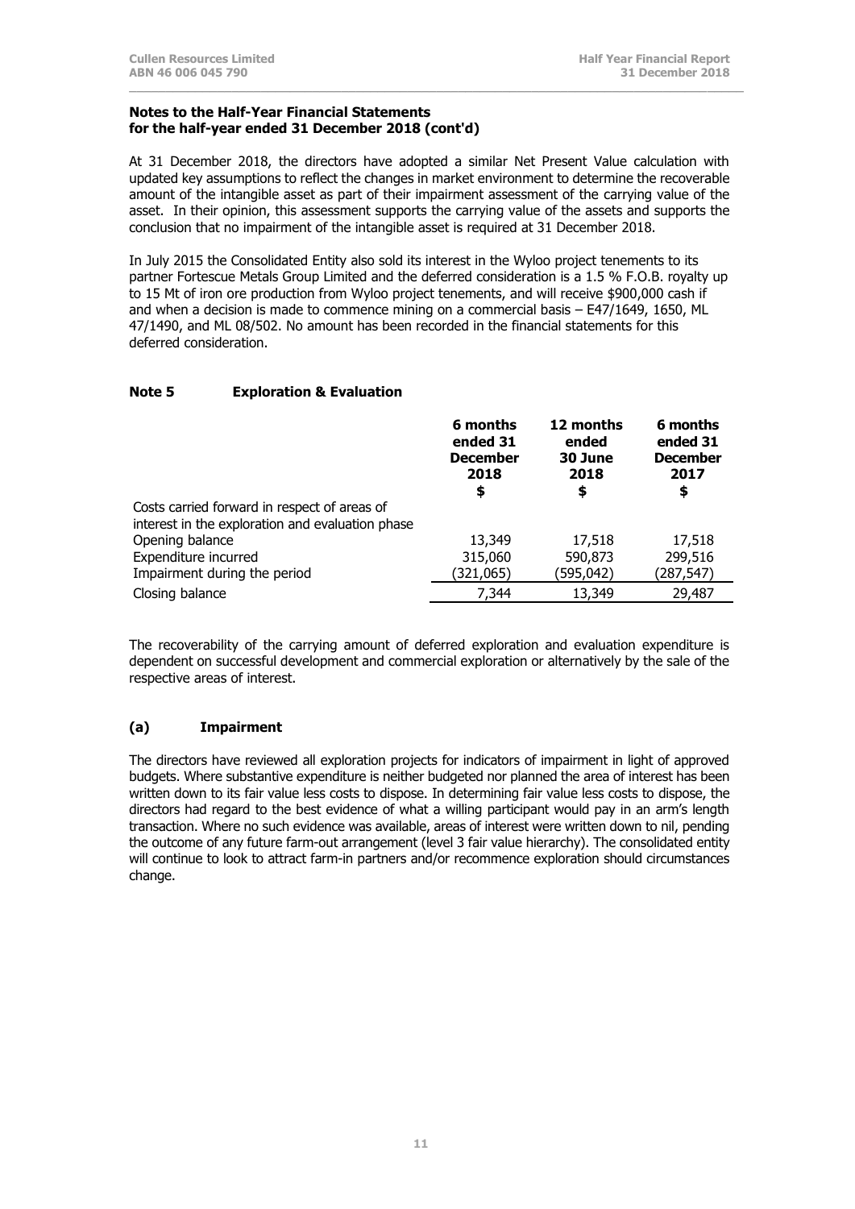**Notes to the Half-Year Financial Statements**
**for the half-year ended 31 December 2018 (cont'd)**

At 31 December 2018, the directors have adopted a similar Net Present Value calculation with updated key assumptions to reflect the changes in market environment to determine the recoverable amount of the intangible asset as part of their impairment assessment of the carrying value of the asset. In their opinion, this assessment supports the carrying value of the assets and supports the conclusion that no impairment of the intangible asset is required at 31 December 2018.

In July 2015 the Consolidated Entity also sold its interest in the Wyloo project tenements to its partner Fortescue Metals Group Limited and the deferred consideration is a 1.5 % F.O.B. royalty up to 15 Mt of iron ore production from Wyloo project tenements, and will receive $900,000 cash if and when a decision is made to commence mining on a commercial basis – E47/1649, 1650, ML 47/1490, and ML 08/502. No amount has been recorded in the financial statements for this deferred consideration.

## Note 5 Exploration & Evaluation

| | 6 months ended 31 December 2018 $ | 12 months ended 30 June 2018 $ | 6 months ended 31 December 2017 $ |
|---|---|---|---|
| Costs carried forward in respect of areas of interest in the exploration and evaluation phase | | | |
| Opening balance | 13,349 | 17,518 | 17,518 |
| Expenditure incurred | 315,060 | 590,873 | 299,516 |
| Impairment during the period | (321,065) | (595,042) | (287,547) |
| Closing balance | 7,344 | 13,349 | 29,487 |

The recoverability of the carrying amount of deferred exploration and evaluation expenditure is dependent on successful development and commercial exploration or alternatively by the sale of the respective areas of interest.

### (a) Impairment

The directors have reviewed all exploration projects for indicators of impairment in light of approved budgets. Where substantive expenditure is neither budgeted nor planned the area of interest has been written down to its fair value less costs to dispose. In determining fair value less costs to dispose, the directors had regard to the best evidence of what a willing participant would pay in an arm's length transaction. Where no such evidence was available, areas of interest were written down to nil, pending the outcome of any future farm-out arrangement (level 3 fair value hierarchy). The consolidated entity will continue to look to attract farm-in partners and/or recommence exploration should circumstances change.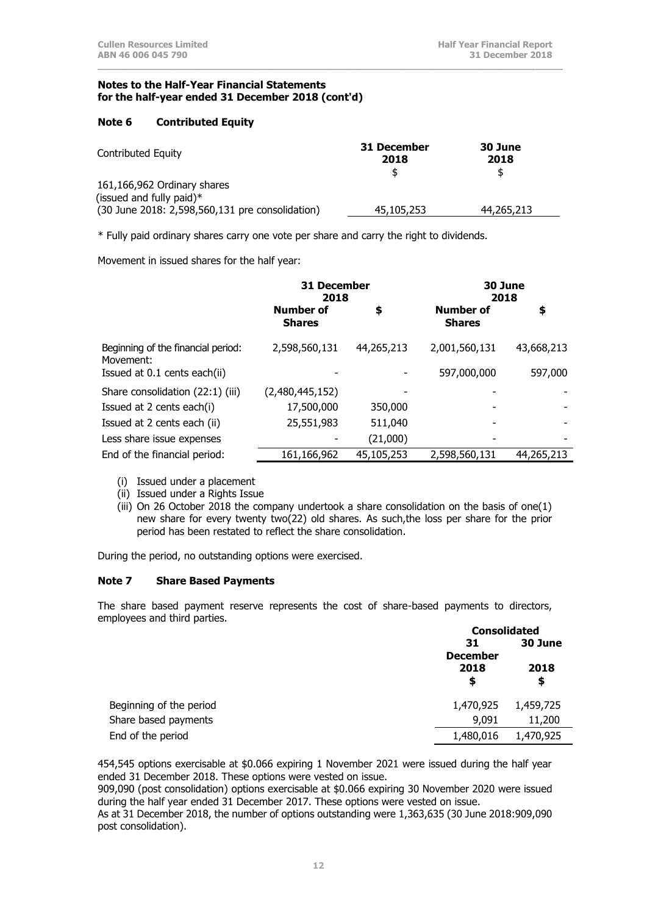**Notes to the Half-Year Financial Statements**
**for the half-year ended 31 December 2018 (cont'd)**

### Note 6 Contributed Equity

| Contributed Equity | 31 December 2018 | 30 June 2018 |
|---|---|---|
| | $ | $ |
| 161,166,962 Ordinary shares (issued and fully paid)* (30 June 2018: 2,598,560,131 pre consolidation) | 45,105,253 | 44,265,213 |

* Fully paid ordinary shares carry one vote per share and carry the right to dividends.

Movement in issued shares for the half year:

| | 31 December 2018 | | 30 June 2018 | |
|---|---|---|---|---|
| | Number of Shares | $ | Number of Shares | $ |
| Beginning of the financial period: | 2,598,560,131 | 44,265,213 | 2,001,560,131 | 43,668,213 |
| Movement: | | | | |
| Issued at 0.1 cents each(ii) | - | - | 597,000,000 | 597,000 |
| Share consolidation (22:1) (iii) | (2,480,445,152) | - | - | - |
| Issued at 2 cents each(i) | 17,500,000 | 350,000 | - | - |
| Issued at 2 cents each (ii) | 25,551,983 | 511,040 | - | - |
| Less share issue expenses | - | (21,000) | - | - |
| End of the financial period: | 161,166,962 | 45,105,253 | 2,598,560,131 | 44,265,213 |

(i) Issued under a placement
(ii) Issued under a Rights Issue
(iii) On 26 October 2018 the company undertook a share consolidation on the basis of one(1) new share for every twenty two(22) old shares. As such,the loss per share for the prior period has been restated to reflect the share consolidation.

During the period, no outstanding options were exercised.

### Note 7 Share Based Payments

The share based payment reserve represents the cost of share-based payments to directors, employees and third parties.

| | Consolidated | |
|---|---|---|
| | 31 December 2018 | 30 June 2018 |
| | $ | $ |
| Beginning of the period | 1,470,925 | 1,459,725 |
| Share based payments | 9,091 | 11,200 |
| End of the period | 1,480,016 | 1,470,925 |

454,545 options exercisable at $0.066 expiring 1 November 2021 were issued during the half year ended 31 December 2018. These options were vested on issue.
909,090 (post consolidation) options exercisable at $0.066 expiring 30 November 2020 were issued during the half year ended 31 December 2017. These options were vested on issue.
As at 31 December 2018, the number of options outstanding were 1,363,635 (30 June 2018:909,090 post consolidation).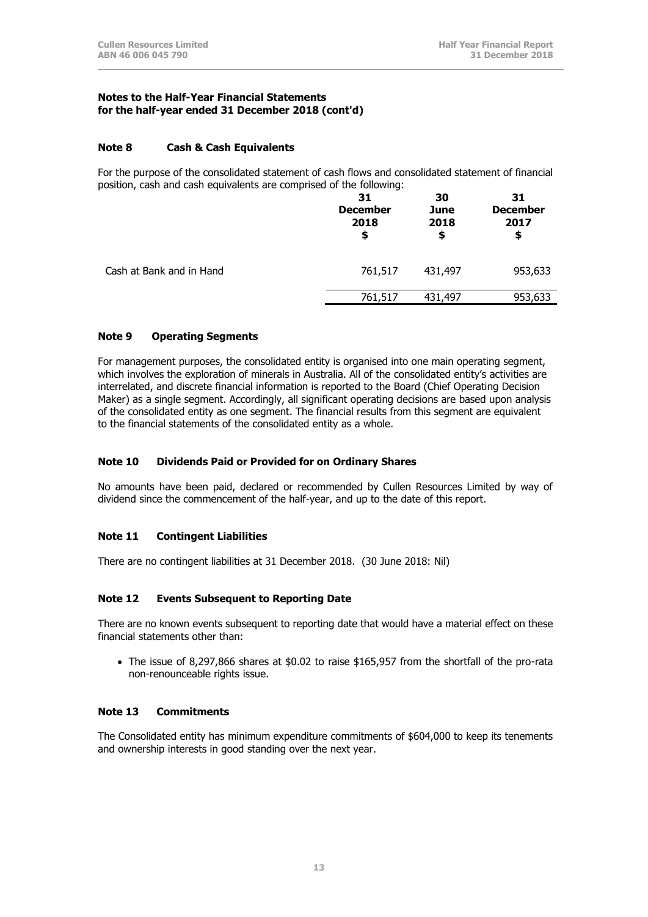**Notes to the Half-Year Financial Statements**
**for the half-year ended 31 December 2018 (cont'd)**

### Note 8 Cash & Cash Equivalents

For the purpose of the consolidated statement of cash flows and consolidated statement of financial position, cash and cash equivalents are comprised of the following:

| | 31 December 2018 $ | 30 June 2018 $ | 31 December 2017 $ |
|---|---|---|---|
| Cash at Bank and in Hand | 761,517 | 431,497 | 953,633 |
| | 761,517 | 431,497 | 953,633 |

### Note 9 Operating Segments

For management purposes, the consolidated entity is organised into one main operating segment, which involves the exploration of minerals in Australia. All of the consolidated entity's activities are interrelated, and discrete financial information is reported to the Board (Chief Operating Decision Maker) as a single segment. Accordingly, all significant operating decisions are based upon analysis of the consolidated entity as one segment. The financial results from this segment are equivalent to the financial statements of the consolidated entity as a whole.

### Note 10 Dividends Paid or Provided for on Ordinary Shares

No amounts have been paid, declared or recommended by Cullen Resources Limited by way of dividend since the commencement of the half-year, and up to the date of this report.

### Note 11 Contingent Liabilities

There are no contingent liabilities at 31 December 2018. (30 June 2018: Nil)

### Note 12 Events Subsequent to Reporting Date

There are no known events subsequent to reporting date that would have a material effect on these financial statements other than:

- The issue of 8,297,866 shares at $0.02 to raise $165,957 from the shortfall of the pro-rata non-renounceable rights issue.

### Note 13 Commitments

The Consolidated entity has minimum expenditure commitments of $604,000 to keep its tenements and ownership interests in good standing over the next year.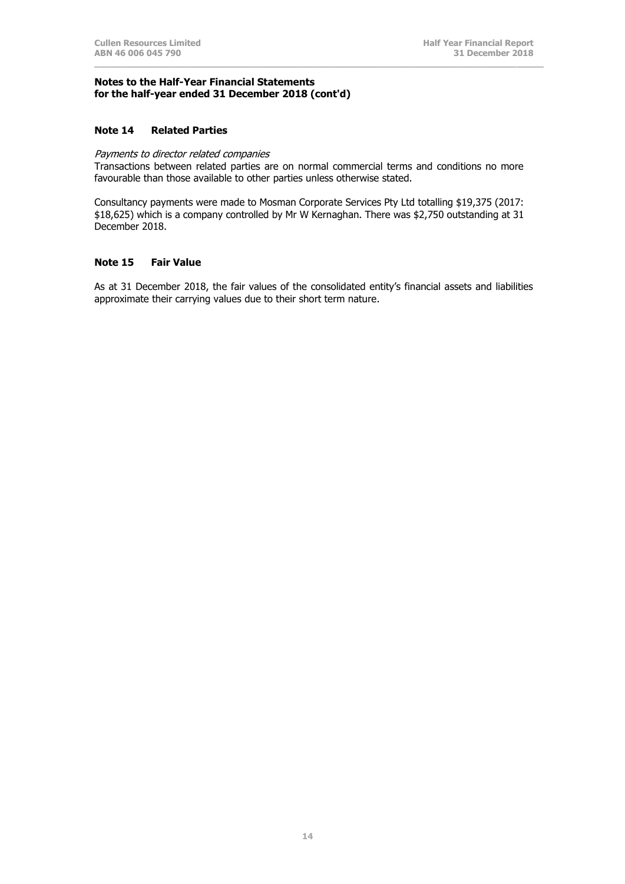## Notes to the Half-Year Financial Statements for the half-year ended 31 December 2018 (cont'd)

### Note 14 Related Parties

*Payments to director related companies*
Transactions between related parties are on normal commercial terms and conditions no more favourable than those available to other parties unless otherwise stated.

Consultancy payments were made to Mosman Corporate Services Pty Ltd totalling $19,375 (2017: $18,625) which is a company controlled by Mr W Kernaghan. There was $2,750 outstanding at 31 December 2018.

### Note 15 Fair Value

As at 31 December 2018, the fair values of the consolidated entity's financial assets and liabilities approximate their carrying values due to their short term nature.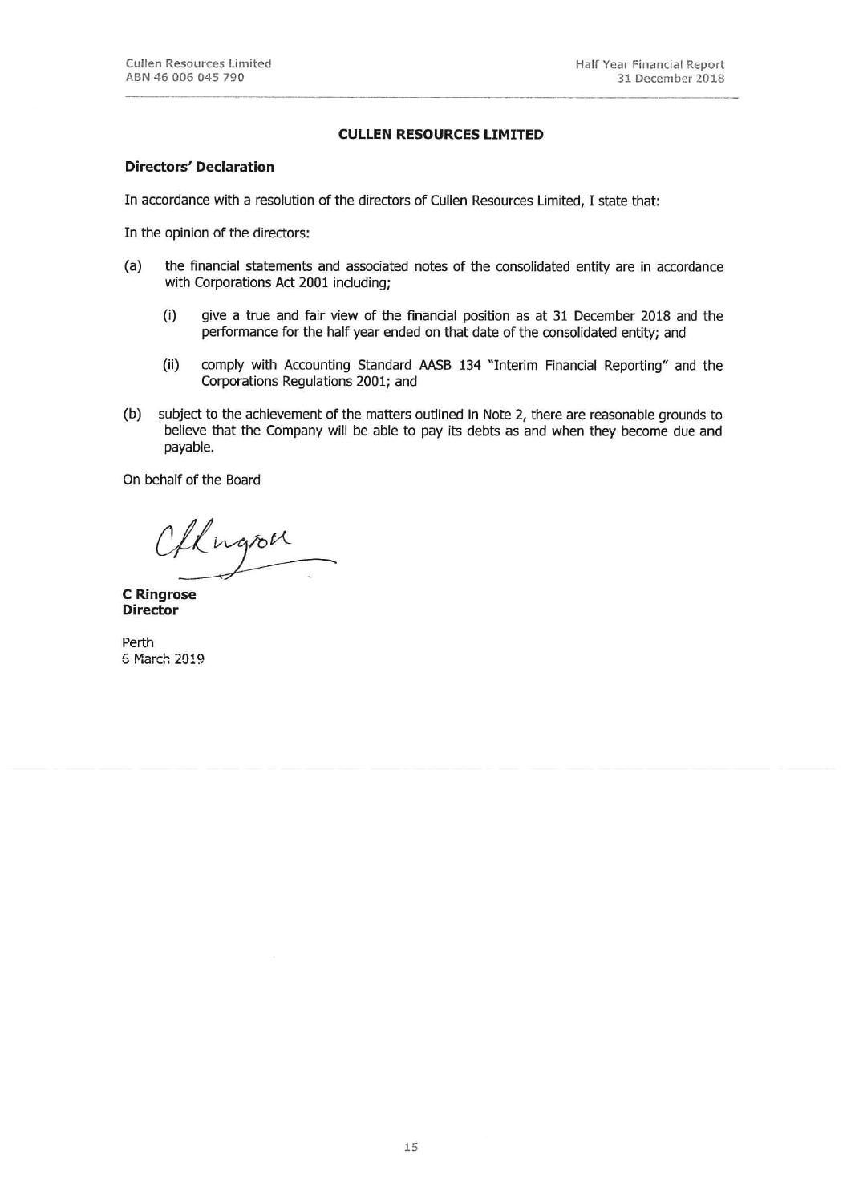# CULLEN RESOURCES LIMITED

## Directors' Declaration

In accordance with a resolution of the directors of Cullen Resources Limited, I state that:

In the opinion of the directors:

(a) the financial statements and associated notes of the consolidated entity are in accordance with Corporations Act 2001 including;

  (i) give a true and fair view of the financial position as at 31 December 2018 and the performance for the half year ended on that date of the consolidated entity; and

  (ii) comply with Accounting Standard AASB 134 "Interim Financial Reporting" and the Corporations Regulations 2001; and

(b) subject to the achievement of the matters outlined in Note 2, there are reasonable grounds to believe that the Company will be able to pay its debts as and when they become due and payable.

On behalf of the Board

**C Ringrose**
**Director**

Perth
6 March 2019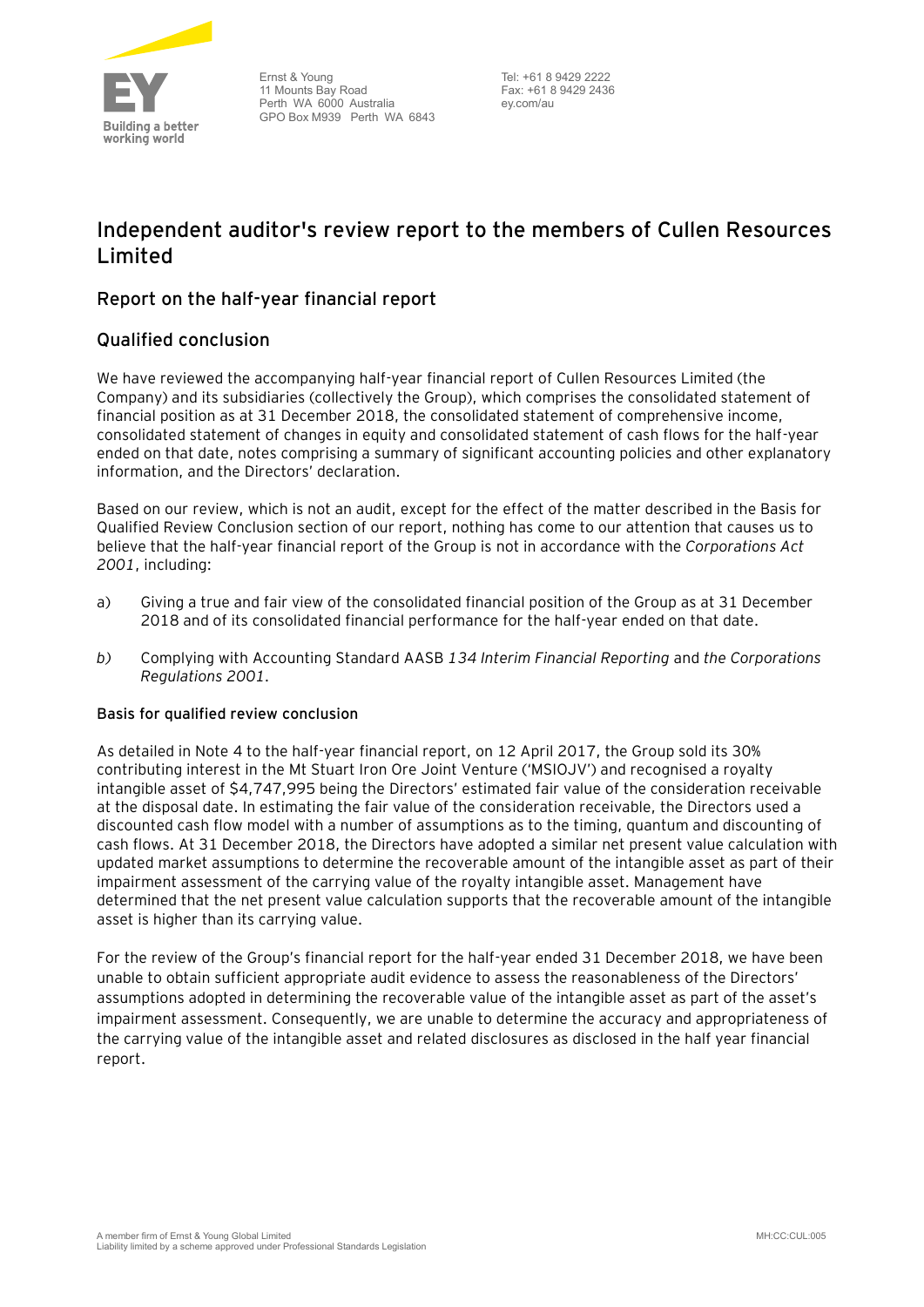Ernst & Young
11 Mounts Bay Road
Perth WA 6000 Australia
GPO Box M939 Perth WA 6843

Tel: +61 8 9429 2222
Fax: +61 8 9429 2436
ey.com/au

# Independent auditor's review report to the members of Cullen Resources Limited

## Report on the half-year financial report

## Qualified conclusion

We have reviewed the accompanying half-year financial report of Cullen Resources Limited (the Company) and its subsidiaries (collectively the Group), which comprises the consolidated statement of financial position as at 31 December 2018, the consolidated statement of comprehensive income, consolidated statement of changes in equity and consolidated statement of cash flows for the half-year ended on that date, notes comprising a summary of significant accounting policies and other explanatory information, and the Directors' declaration.

Based on our review, which is not an audit, except for the effect of the matter described in the Basis for Qualified Review Conclusion section of our report, nothing has come to our attention that causes us to believe that the half-year financial report of the Group is not in accordance with the *Corporations Act 2001*, including:

a) Giving a true and fair view of the consolidated financial position of the Group as at 31 December 2018 and of its consolidated financial performance for the half-year ended on that date.

*b)* Complying with Accounting Standard AASB *134 Interim Financial Reporting* and *the Corporations Regulations 2001*.

### Basis for qualified review conclusion

As detailed in Note 4 to the half-year financial report, on 12 April 2017, the Group sold its 30% contributing interest in the Mt Stuart Iron Ore Joint Venture ('MSIOJV') and recognised a royalty intangible asset of $4,747,995 being the Directors' estimated fair value of the consideration receivable at the disposal date. In estimating the fair value of the consideration receivable, the Directors used a discounted cash flow model with a number of assumptions as to the timing, quantum and discounting of cash flows. At 31 December 2018, the Directors have adopted a similar net present value calculation with updated market assumptions to determine the recoverable amount of the intangible asset as part of their impairment assessment of the carrying value of the royalty intangible asset. Management have determined that the net present value calculation supports that the recoverable amount of the intangible asset is higher than its carrying value.

For the review of the Group's financial report for the half-year ended 31 December 2018, we have been unable to obtain sufficient appropriate audit evidence to assess the reasonableness of the Directors' assumptions adopted in determining the recoverable value of the intangible asset as part of the asset's impairment assessment. Consequently, we are unable to determine the accuracy and appropriateness of the carrying value of the intangible asset and related disclosures as disclosed in the half year financial report.

A member firm of Ernst & Young Global Limited
Liability limited by a scheme approved under Professional Standards Legislation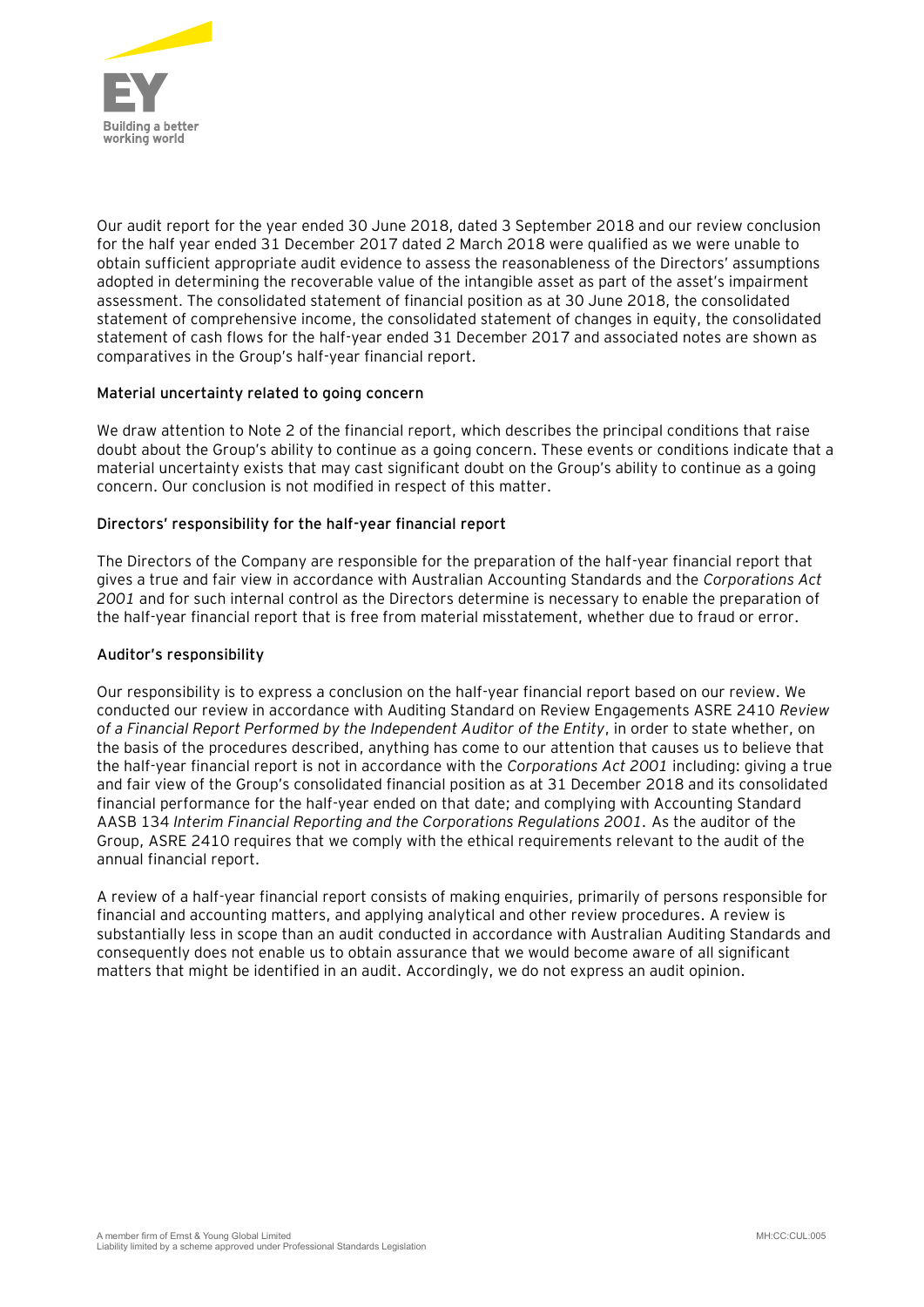Our audit report for the year ended 30 June 2018, dated 3 September 2018 and our review conclusion for the half year ended 31 December 2017 dated 2 March 2018 were qualified as we were unable to obtain sufficient appropriate audit evidence to assess the reasonableness of the Directors' assumptions adopted in determining the recoverable value of the intangible asset as part of the asset's impairment assessment. The consolidated statement of financial position as at 30 June 2018, the consolidated statement of comprehensive income, the consolidated statement of changes in equity, the consolidated statement of cash flows for the half-year ended 31 December 2017 and associated notes are shown as comparatives in the Group's half-year financial report.

**Material uncertainty related to going concern**

We draw attention to Note 2 of the financial report, which describes the principal conditions that raise doubt about the Group's ability to continue as a going concern. These events or conditions indicate that a material uncertainty exists that may cast significant doubt on the Group's ability to continue as a going concern. Our conclusion is not modified in respect of this matter.

**Directors' responsibility for the half-year financial report**

The Directors of the Company are responsible for the preparation of the half-year financial report that gives a true and fair view in accordance with Australian Accounting Standards and the *Corporations Act 2001* and for such internal control as the Directors determine is necessary to enable the preparation of the half-year financial report that is free from material misstatement, whether due to fraud or error.

**Auditor's responsibility**

Our responsibility is to express a conclusion on the half-year financial report based on our review. We conducted our review in accordance with Auditing Standard on Review Engagements ASRE 2410 *Review of a Financial Report Performed by the Independent Auditor of the Entity*, in order to state whether, on the basis of the procedures described, anything has come to our attention that causes us to believe that the half-year financial report is not in accordance with the *Corporations Act 2001* including: giving a true and fair view of the Group's consolidated financial position as at 31 December 2018 and its consolidated financial performance for the half-year ended on that date; and complying with Accounting Standard AASB 134 *Interim Financial Reporting and the Corporations Regulations 2001*. As the auditor of the Group, ASRE 2410 requires that we comply with the ethical requirements relevant to the audit of the annual financial report.

A review of a half-year financial report consists of making enquiries, primarily of persons responsible for financial and accounting matters, and applying analytical and other review procedures. A review is substantially less in scope than an audit conducted in accordance with Australian Auditing Standards and consequently does not enable us to obtain assurance that we would become aware of all significant matters that might be identified in an audit. Accordingly, we do not express an audit opinion.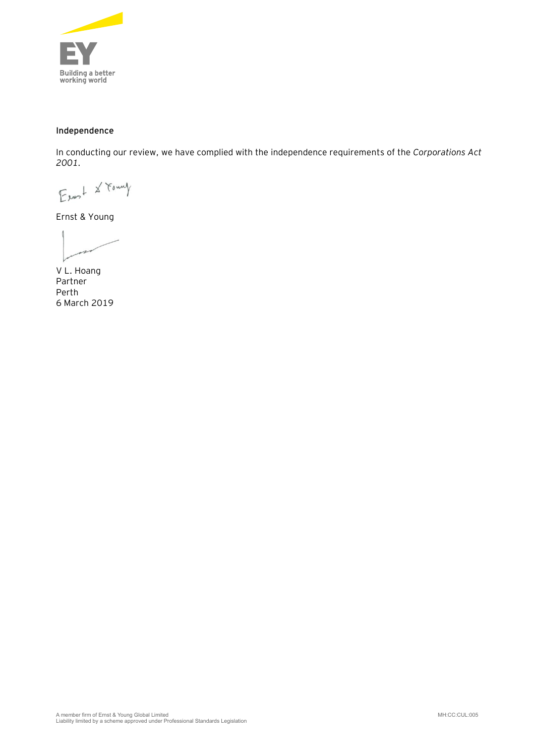**Independence**

In conducting our review, we have complied with the independence requirements of the *Corporations Act 2001*.

Ernst & Young

V L. Hoang
Partner
Perth
6 March 2019